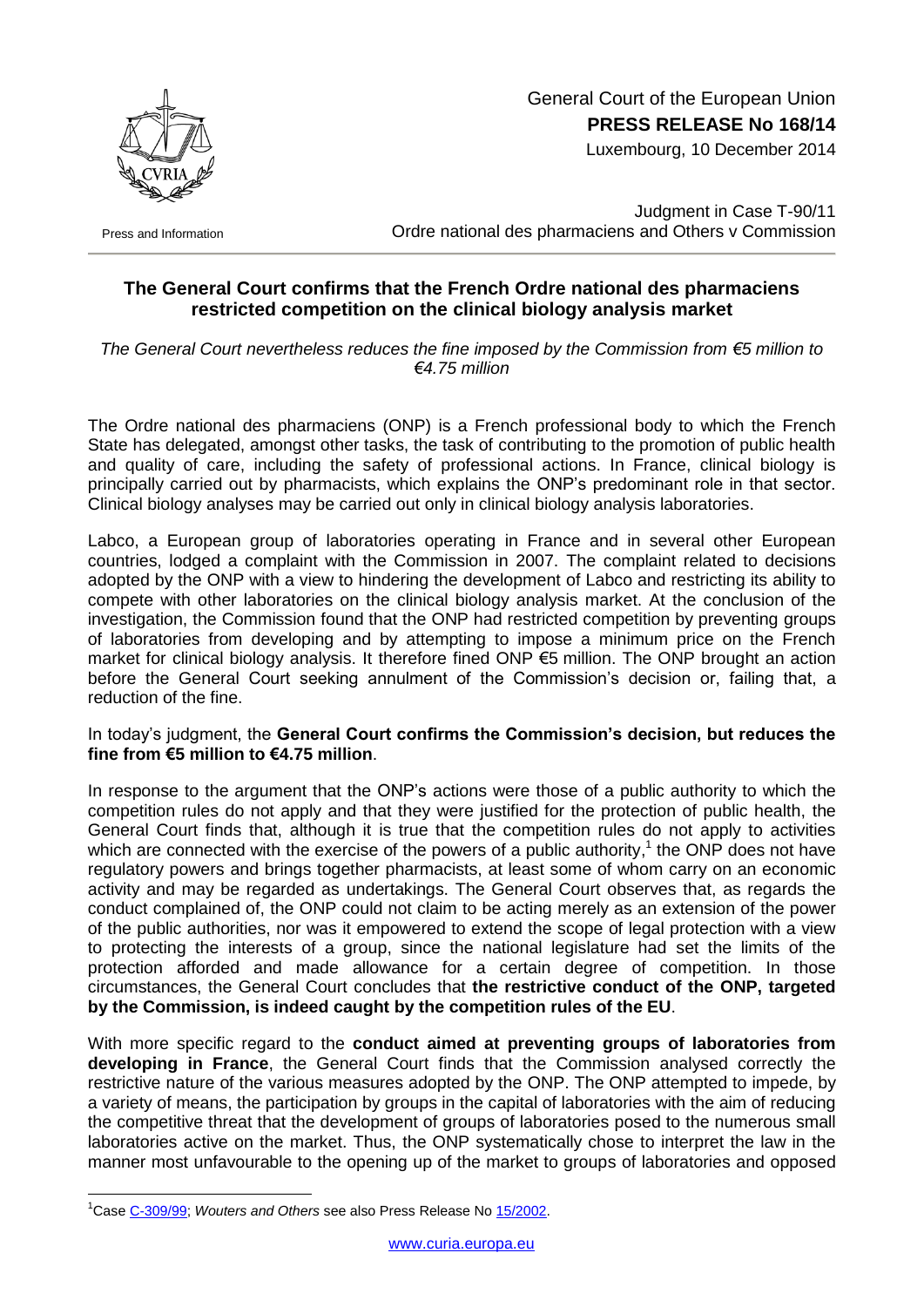General Court of the European Union
**PRESS RELEASE No 168/14**
Luxembourg, 10 December 2014

Press and Information

Judgment in Case T-90/11
Ordre national des pharmaciens and Others v Commission

## The General Court confirms that the French Ordre national des pharmaciens restricted competition on the clinical biology analysis market

*The General Court nevertheless reduces the fine imposed by the Commission from €5 million to €4.75 million*

The Ordre national des pharmaciens (ONP) is a French professional body to which the French State has delegated, amongst other tasks, the task of contributing to the promotion of public health and quality of care, including the safety of professional actions. In France, clinical biology is principally carried out by pharmacists, which explains the ONP's predominant role in that sector. Clinical biology analyses may be carried out only in clinical biology analysis laboratories.

Labco, a European group of laboratories operating in France and in several other European countries, lodged a complaint with the Commission in 2007. The complaint related to decisions adopted by the ONP with a view to hindering the development of Labco and restricting its ability to compete with other laboratories on the clinical biology analysis market. At the conclusion of the investigation, the Commission found that the ONP had restricted competition by preventing groups of laboratories from developing and by attempting to impose a minimum price on the French market for clinical biology analysis. It therefore fined ONP €5 million. The ONP brought an action before the General Court seeking annulment of the Commission's decision or, failing that, a reduction of the fine.

In today's judgment, the **General Court confirms the Commission's decision, but reduces the fine from €5 million to €4.75 million**.

In response to the argument that the ONP's actions were those of a public authority to which the competition rules do not apply and that they were justified for the protection of public health, the General Court finds that, although it is true that the competition rules do not apply to activities which are connected with the exercise of the powers of a public authority,[1] the ONP does not have regulatory powers and brings together pharmacists, at least some of whom carry on an economic activity and may be regarded as undertakings. The General Court observes that, as regards the conduct complained of, the ONP could not claim to be acting merely as an extension of the power of the public authorities, nor was it empowered to extend the scope of legal protection with a view to protecting the interests of a group, since the national legislature had set the limits of the protection afforded and made allowance for a certain degree of competition. In those circumstances, the General Court concludes that **the restrictive conduct of the ONP, targeted by the Commission, is indeed caught by the competition rules of the EU**.

With more specific regard to the **conduct aimed at preventing groups of laboratories from developing in France**, the General Court finds that the Commission analysed correctly the restrictive nature of the various measures adopted by the ONP. The ONP attempted to impede, by a variety of means, the participation by groups in the capital of laboratories with the aim of reducing the competitive threat that the development of groups of laboratories posed to the numerous small laboratories active on the market. Thus, the ONP systematically chose to interpret the law in the manner most unfavourable to the opening up of the market to groups of laboratories and opposed

[1] Case C-309/99; *Wouters and Others* see also Press Release No 15/2002.

www.curia.europa.eu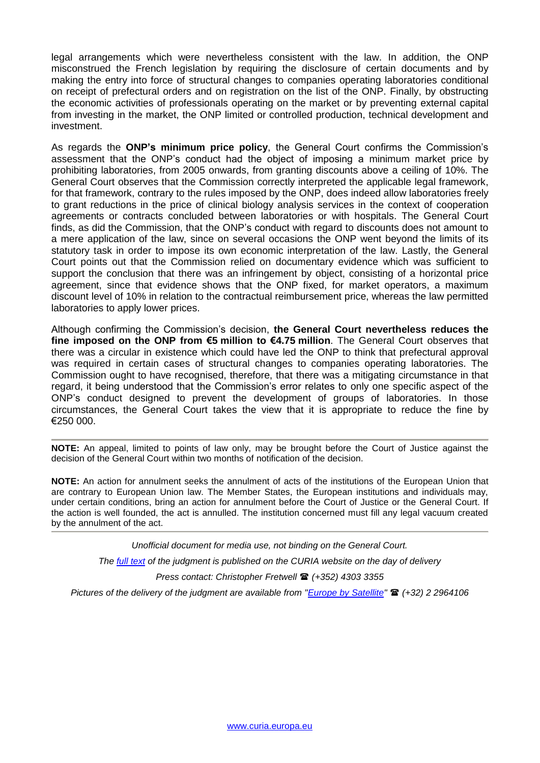legal arrangements which were nevertheless consistent with the law. In addition, the ONP misconstrued the French legislation by requiring the disclosure of certain documents and by making the entry into force of structural changes to companies operating laboratories conditional on receipt of prefectural orders and on registration on the list of the ONP. Finally, by obstructing the economic activities of professionals operating on the market or by preventing external capital from investing in the market, the ONP limited or controlled production, technical development and investment.

As regards the **ONP's minimum price policy**, the General Court confirms the Commission's assessment that the ONP's conduct had the object of imposing a minimum market price by prohibiting laboratories, from 2005 onwards, from granting discounts above a ceiling of 10%. The General Court observes that the Commission correctly interpreted the applicable legal framework, for that framework, contrary to the rules imposed by the ONP, does indeed allow laboratories freely to grant reductions in the price of clinical biology analysis services in the context of cooperation agreements or contracts concluded between laboratories or with hospitals. The General Court finds, as did the Commission, that the ONP's conduct with regard to discounts does not amount to a mere application of the law, since on several occasions the ONP went beyond the limits of its statutory task in order to impose its own economic interpretation of the law. Lastly, the General Court points out that the Commission relied on documentary evidence which was sufficient to support the conclusion that there was an infringement by object, consisting of a horizontal price agreement, since that evidence shows that the ONP fixed, for market operators, a maximum discount level of 10% in relation to the contractual reimbursement price, whereas the law permitted laboratories to apply lower prices.

Although confirming the Commission's decision, **the General Court nevertheless reduces the fine imposed on the ONP from €5 million to €4.75 million**. The General Court observes that there was a circular in existence which could have led the ONP to think that prefectural approval was required in certain cases of structural changes to companies operating laboratories. The Commission ought to have recognised, therefore, that there was a mitigating circumstance in that regard, it being understood that the Commission's error relates to only one specific aspect of the ONP's conduct designed to prevent the development of groups of laboratories. In those circumstances, the General Court takes the view that it is appropriate to reduce the fine by €250 000.

---

**NOTE:** An appeal, limited to points of law only, may be brought before the Court of Justice against the decision of the General Court within two months of notification of the decision.

**NOTE:** An action for annulment seeks the annulment of acts of the institutions of the European Union that are contrary to European Union law. The Member States, the European institutions and individuals may, under certain conditions, bring an action for annulment before the Court of Justice or the General Court. If the action is well founded, the act is annulled. The institution concerned must fill any legal vacuum created by the annulment of the act.

---

*Unofficial document for media use, not binding on the General Court.*

*The [full text](#) of the judgment is published on the CURIA website on the day of delivery*

*Press contact: Christopher Fretwell ☎ (+352) 4303 3355*

*Pictures of the delivery of the judgment are available from "[Europe by Satellite](#)" ☎ (+32) 2 2964106*

[www.curia.europa.eu](#)